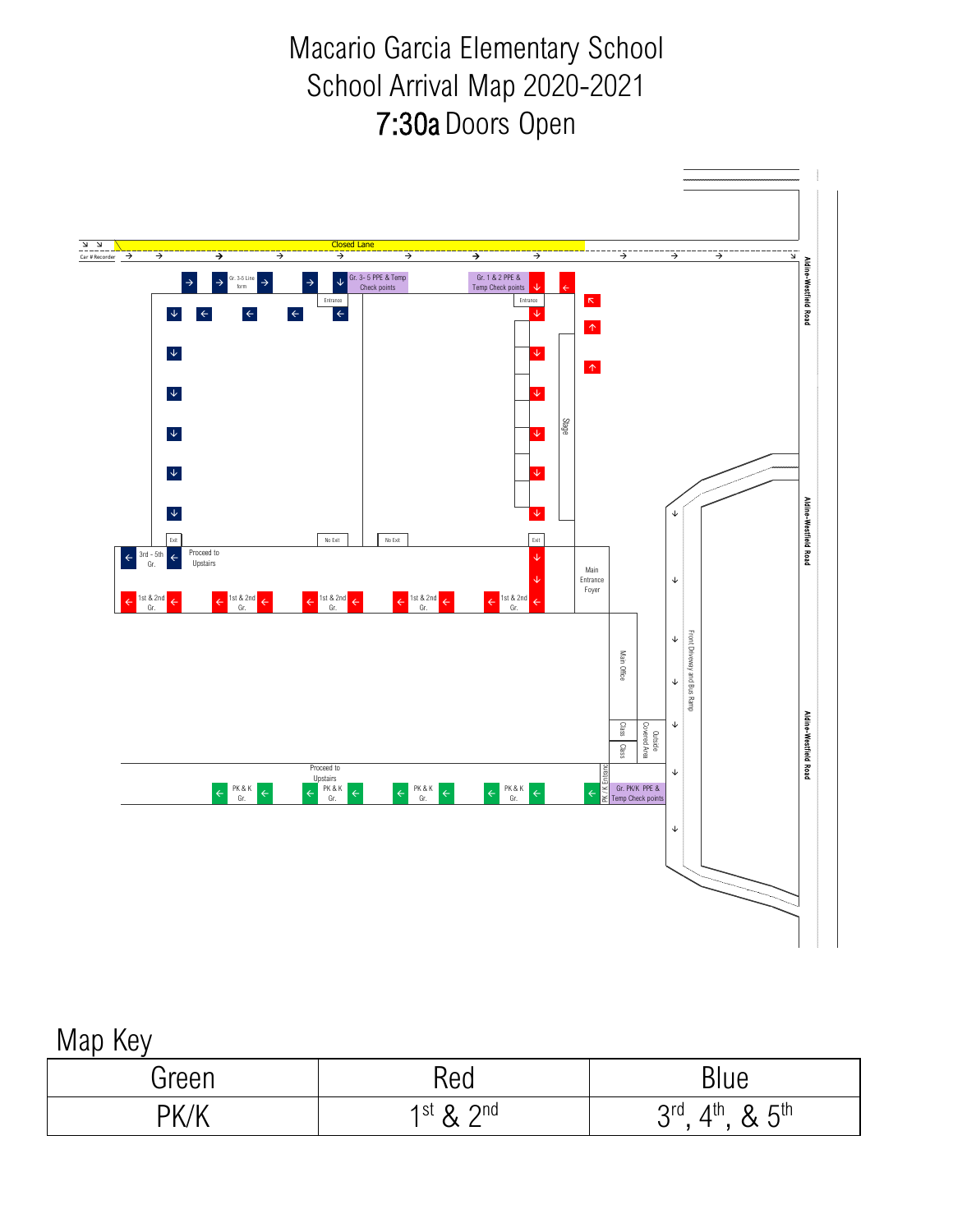# Macario Garcia Elementary School
# School Arrival Map 2020-2021
# 7:30a Doors Open

Closed Lane

Car # Recorder

Gr. 3-5 Line form

Gr. 3- 5 PPE & Temp Check points

Gr. 1 & 2 PPE & Temp Check points

Entrance

Entrance

Stage

Aldine-Westfield Road

Aldine-Westfield Road

Aldine-Westfield Road

Exit

No Exit

No Exit

Exit

3rd – 5th Gr.

Proceed to Upstairs

1st & 2nd Gr.

1st & 2nd Gr.

1st & 2nd Gr.

1st & 2nd Gr.

1st & 2nd Gr.

Main Entrance Foyer

Main Office

Class

Class

Outside Covered Area

Front Driveway and Bus Ramp

Proceed to Upstairs

PK & K Gr.

PK & K Gr.

PK & K Gr.

PK & K Gr.

PK / K Entrance

Gr. PK/K PPE & Temp Check points

## Map Key

| Green | Red | Blue |
|---|---|---|
| PK/K | 1st & 2nd | 3rd, 4th, & 5th |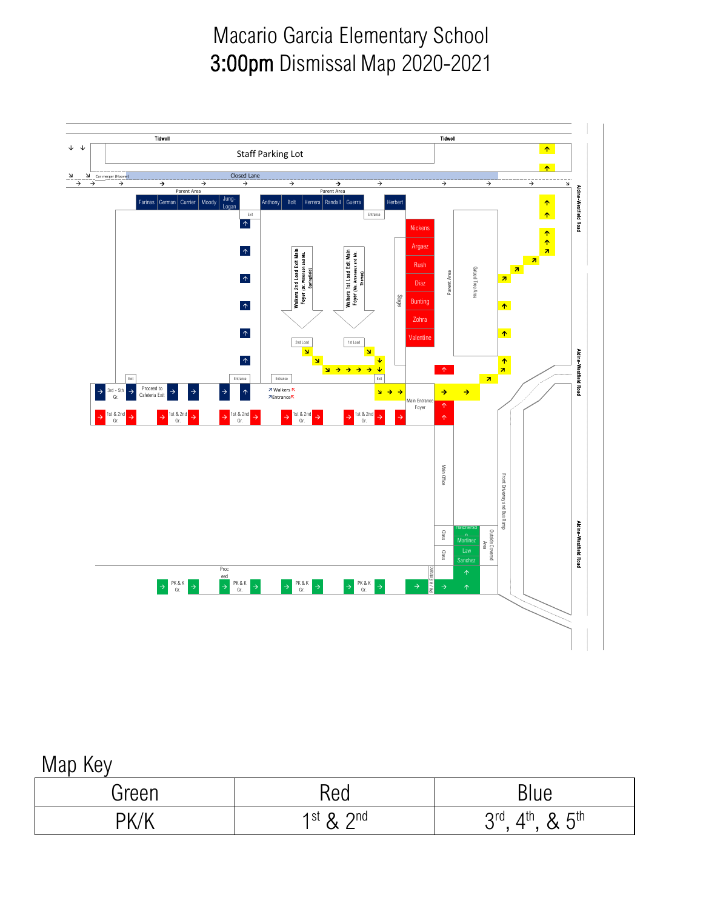# Macario Garcia Elementary School

# 3:00pm Dismissal Map 2020-2021

Tidwell

Tidwell

Staff Parking Lot

Car merger (Hoover)

Closed Lane

Parent Area

Parent Area

Farinas German Currier Moody Jung-Logan

Anthony Bolt Herrera Randall Guerra

Herbert

Exit

Entrance

Nickens

Argaez

Rush

Diaz

Bunting

Zohra

Valentine

Walkers 2nd Load Exit Main Foyer (Dr. Wilkinson and Ms. Springfield)

Walkers 1st Load Exit Main Foyer (Ms. Arceneaux and Mr. Thomas)

Stage

Parent Area

Gated Tree Area

2nd Load

1st Load

Aldine-Westfield Road

Exit

Entrance

Entrance

Exit

3rd - 5th Gr.

Proceed to Cafeteria Exit

Walkers

Entrance

Main Entrance Foyer

1st & 2nd Gr.

1st & 2nd Gr.

1st & 2nd Gr.

1st & 2nd Gr.

1st & 2nd Gr.

Main Office

Front Driveway and Bus Ramp

Class

Class

Hatcherson

Martinez

Law

Sanchez

Outside Covered Area

Proceed

PK & K Gr.

PK & K Gr.

PK & K Gr.

PK & K Gr.

PK/K Entrance

Aldine-Westfield Road

Aldine-Westfield Road

## Map Key

| Green | Red | Blue |
|---|---|---|
| PK/K | 1st & 2nd | 3rd, 4th, & 5th |